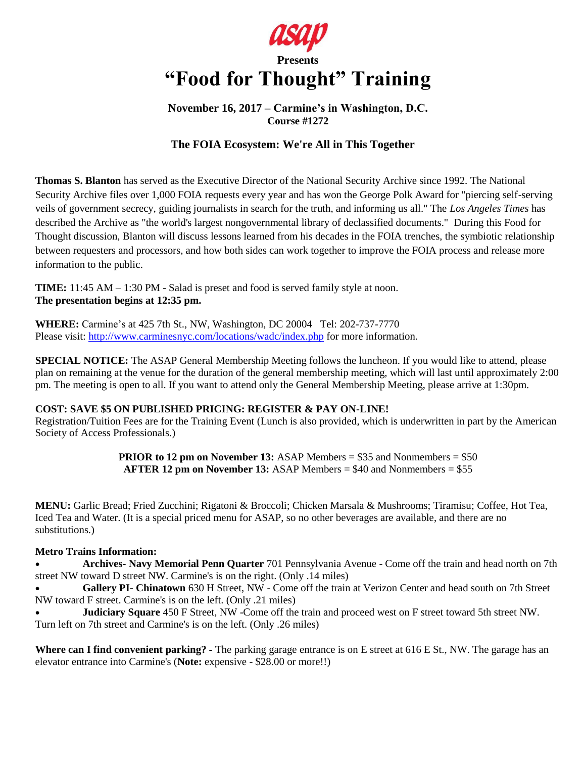asap

**Presents**

# "Food for Thought" Training

**November 16, 2017 – Carmine's in Washington, D.C.**
**Course #1272**

## The FOIA Ecosystem: We're All in This Together

**Thomas S. Blanton** has served as the Executive Director of the National Security Archive since 1992. The National Security Archive files over 1,000 FOIA requests every year and has won the George Polk Award for "piercing self-serving veils of government secrecy, guiding journalists in search for the truth, and informing us all." The *Los Angeles Times* has described the Archive as "the world's largest nongovernmental library of declassified documents." During this Food for Thought discussion, Blanton will discuss lessons learned from his decades in the FOIA trenches, the symbiotic relationship between requesters and processors, and how both sides can work together to improve the FOIA process and release more information to the public.

**TIME:** 11:45 AM – 1:30 PM - Salad is preset and food is served family style at noon.
**The presentation begins at 12:35 pm.**

**WHERE:** Carmine's at 425 7th St., NW, Washington, DC 20004 Tel: 202-737-7770
Please visit: http://www.carminesnyc.com/locations/wadc/index.php for more information.

**SPECIAL NOTICE:** The ASAP General Membership Meeting follows the luncheon. If you would like to attend, please plan on remaining at the venue for the duration of the general membership meeting, which will last until approximately 2:00 pm. The meeting is open to all. If you want to attend only the General Membership Meeting, please arrive at 1:30pm.

**COST: SAVE $5 ON PUBLISHED PRICING: REGISTER & PAY ON-LINE!**
Registration/Tuition Fees are for the Training Event (Lunch is also provided, which is underwritten in part by the American Society of Access Professionals.)

**PRIOR to 12 pm on November 13:** ASAP Members = $35 and Nonmembers = $50
**AFTER 12 pm on November 13:** ASAP Members = $40 and Nonmembers = $55

**MENU:** Garlic Bread; Fried Zucchini; Rigatoni & Broccoli; Chicken Marsala & Mushrooms; Tiramisu; Coffee, Hot Tea, Iced Tea and Water. (It is a special priced menu for ASAP, so no other beverages are available, and there are no substitutions.)

**Metro Trains Information:**

- **Archives- Navy Memorial Penn Quarter** 701 Pennsylvania Avenue - Come off the train and head north on 7th street NW toward D street NW. Carmine's is on the right. (Only .14 miles)
- **Gallery PI- Chinatown** 630 H Street, NW - Come off the train at Verizon Center and head south on 7th Street NW toward F street. Carmine's is on the left. (Only .21 miles)
- **Judiciary Square** 450 F Street, NW -Come off the train and proceed west on F street toward 5th street NW. Turn left on 7th street and Carmine's is on the left. (Only .26 miles)

**Where can I find convenient parking?** - The parking garage entrance is on E street at 616 E St., NW. The garage has an elevator entrance into Carmine's (**Note:** expensive - $28.00 or more!!)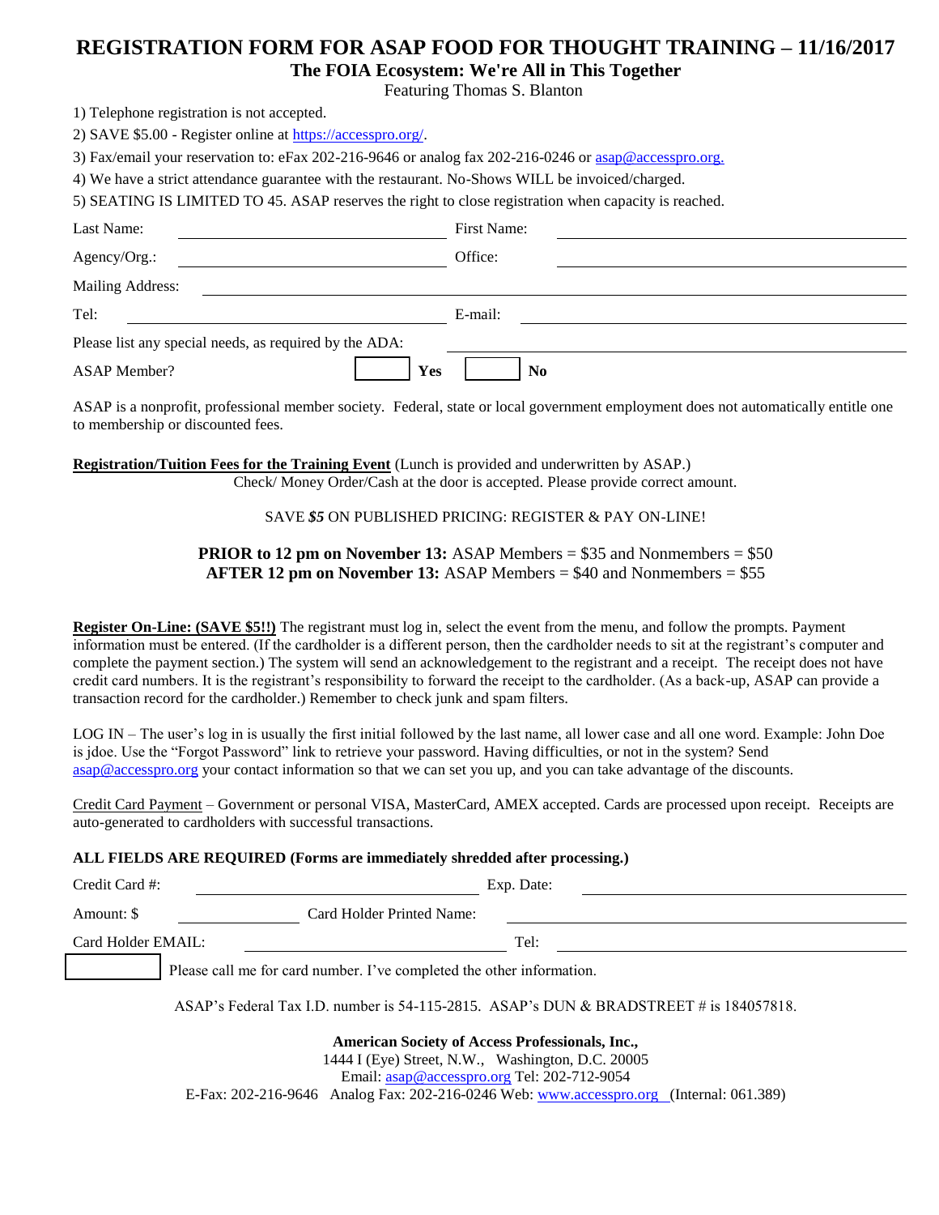# REGISTRATION FORM FOR ASAP FOOD FOR THOUGHT TRAINING – 11/16/2017

## The FOIA Ecosystem: We're All in This Together

Featuring Thomas S. Blanton

1) Telephone registration is not accepted.
2) SAVE $5.00 - Register online at https://accesspro.org/.
3) Fax/email your reservation to: eFax 202-216-9646 or analog fax 202-216-0246 or asap@accesspro.org.
4) We have a strict attendance guarantee with the restaurant. No-Shows WILL be invoiced/charged.
5) SEATING IS LIMITED TO 45. ASAP reserves the right to close registration when capacity is reached.

Last Name: ______________________ First Name: ______________________

Agency/Org.: ______________________ Office: ______________________

Mailing Address: ______________________

Tel: ______________________ E-mail: ______________________

Please list any special needs, as required by the ADA: ______________________

ASAP Member? ☐ **Yes** ☐ **No**

ASAP is a nonprofit, professional member society. Federal, state or local government employment does not automatically entitle one to membership or discounted fees.

**Registration/Tuition Fees for the Training Event** (Lunch is provided and underwritten by ASAP.)
Check/ Money Order/Cash at the door is accepted. Please provide correct amount.

SAVE ***$5*** ON PUBLISHED PRICING: REGISTER & PAY ON-LINE!

**PRIOR to 12 pm on November 13:** ASAP Members = $35 and Nonmembers = $50
**AFTER 12 pm on November 13:** ASAP Members = $40 and Nonmembers = $55

**Register On-Line: (SAVE $5!!)** The registrant must log in, select the event from the menu, and follow the prompts. Payment information must be entered. (If the cardholder is a different person, then the cardholder needs to sit at the registrant's computer and complete the payment section.) The system will send an acknowledgement to the registrant and a receipt. The receipt does not have credit card numbers. It is the registrant's responsibility to forward the receipt to the cardholder. (As a back-up, ASAP can provide a transaction record for the cardholder.) Remember to check junk and spam filters.

LOG IN – The user's log in is usually the first initial followed by the last name, all lower case and all one word. Example: John Doe is jdoe. Use the "Forgot Password" link to retrieve your password. Having difficulties, or not in the system? Send asap@accesspro.org your contact information so that we can set you up, and you can take advantage of the discounts.

Credit Card Payment – Government or personal VISA, MasterCard, AMEX accepted. Cards are processed upon receipt. Receipts are auto-generated to cardholders with successful transactions.

**ALL FIELDS ARE REQUIRED (Forms are immediately shredded after processing.)**

Credit Card #: ______________________ Exp. Date: ______________________

Amount: $ __________ Card Holder Printed Name: ______________________

Card Holder EMAIL: ______________________ Tel: ______________________

☐ Please call me for card number. I've completed the other information.

ASAP's Federal Tax I.D. number is 54-115-2815. ASAP's DUN & BRADSTREET # is 184057818.

**American Society of Access Professionals, Inc.,**
1444 I (Eye) Street, N.W., Washington, D.C. 20005
Email: asap@accesspro.org Tel: 202-712-9054
E-Fax: 202-216-9646 Analog Fax: 202-216-0246 Web: www.accesspro.org (Internal: 061.389)